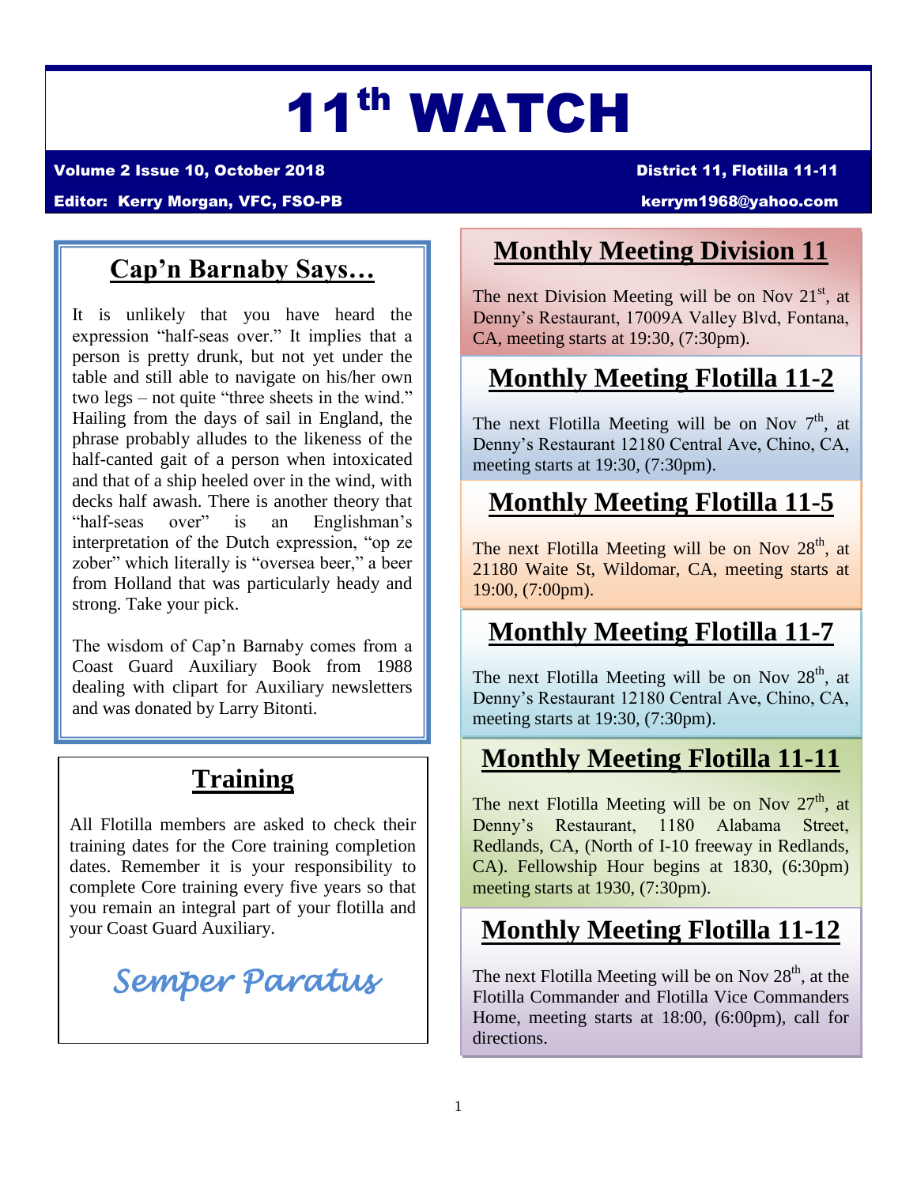# 11th WATCH

**Volume 2 Issue 10, October 2018** | **District 11, Flotilla 11-11**

**Editor: Kerry Morgan, VFC, FSO-PB** | **kerrym1968@yahoo.com**

## Cap'n Barnaby Says…

It is unlikely that you have heard the expression "half-seas over." It implies that a person is pretty drunk, but not yet under the table and still able to navigate on his/her own two legs – not quite "three sheets in the wind." Hailing from the days of sail in England, the phrase probably alludes to the likeness of the half-canted gait of a person when intoxicated and that of a ship heeled over in the wind, with decks half awash. There is another theory that "half-seas over" is an Englishman's interpretation of the Dutch expression, "op ze zober" which literally is "oversea beer," a beer from Holland that was particularly heady and strong. Take your pick.

The wisdom of Cap'n Barnaby comes from a Coast Guard Auxiliary Book from 1988 dealing with clipart for Auxiliary newsletters and was donated by Larry Bitonti.

## Training

All Flotilla members are asked to check their training dates for the Core training completion dates. Remember it is your responsibility to complete Core training every five years so that you remain an integral part of your flotilla and your Coast Guard Auxiliary.

*Semper Paratus*

## Monthly Meeting Division 11

The next Division Meeting will be on Nov 21st, at Denny's Restaurant, 17009A Valley Blvd, Fontana, CA, meeting starts at 19:30, (7:30pm).

## Monthly Meeting Flotilla 11-2

The next Flotilla Meeting will be on Nov 7th, at Denny's Restaurant 12180 Central Ave, Chino, CA, meeting starts at 19:30, (7:30pm).

## Monthly Meeting Flotilla 11-5

The next Flotilla Meeting will be on Nov 28th, at 21180 Waite St, Wildomar, CA, meeting starts at 19:00, (7:00pm).

## Monthly Meeting Flotilla 11-7

The next Flotilla Meeting will be on Nov 28th, at Denny's Restaurant 12180 Central Ave, Chino, CA, meeting starts at 19:30, (7:30pm).

## Monthly Meeting Flotilla 11-11

The next Flotilla Meeting will be on Nov 27th, at Denny's Restaurant, 1180 Alabama Street, Redlands, CA, (North of I-10 freeway in Redlands, CA). Fellowship Hour begins at 1830, (6:30pm) meeting starts at 1930, (7:30pm).

## Monthly Meeting Flotilla 11-12

The next Flotilla Meeting will be on Nov 28th, at the Flotilla Commander and Flotilla Vice Commanders Home, meeting starts at 18:00, (6:00pm), call for directions.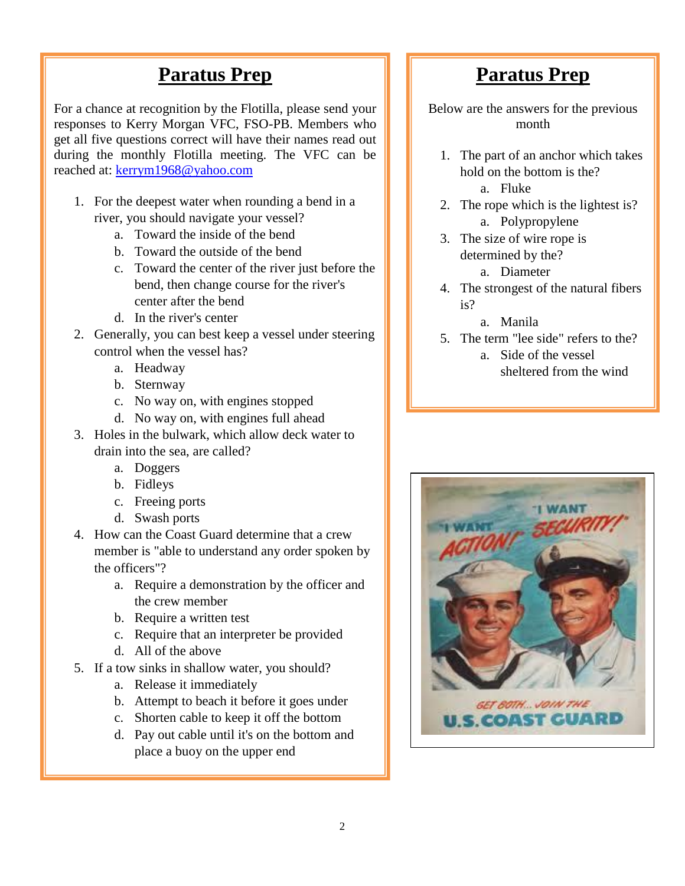## Paratus Prep

For a chance at recognition by the Flotilla, please send your responses to Kerry Morgan VFC, FSO-PB. Members who get all five questions correct will have their names read out during the monthly Flotilla meeting. The VFC can be reached at: kerrym1968@yahoo.com

1. For the deepest water when rounding a bend in a river, you should navigate your vessel?
    a. Toward the inside of the bend
    b. Toward the outside of the bend
    c. Toward the center of the river just before the bend, then change course for the river's center after the bend
    d. In the river's center
2. Generally, you can best keep a vessel under steering control when the vessel has?
    a. Headway
    b. Sternway
    c. No way on, with engines stopped
    d. No way on, with engines full ahead
3. Holes in the bulwark, which allow deck water to drain into the sea, are called?
    a. Doggers
    b. Fidleys
    c. Freeing ports
    d. Swash ports
4. How can the Coast Guard determine that a crew member is "able to understand any order spoken by the officers"?
    a. Require a demonstration by the officer and the crew member
    b. Require a written test
    c. Require that an interpreter be provided
    d. All of the above
5. If a tow sinks in shallow water, you should?
    a. Release it immediately
    b. Attempt to beach it before it goes under
    c. Shorten cable to keep it off the bottom
    d. Pay out cable until it's on the bottom and place a buoy on the upper end

## Paratus Prep

Below are the answers for the previous month

1. The part of an anchor which takes hold on the bottom is the?
    a. Fluke
2. The rope which is the lightest is?
    a. Polypropylene
3. The size of wire rope is determined by the?
    a. Diameter
4. The strongest of the natural fibers is?
    a. Manila
5. The term "lee side" refers to the?
    a. Side of the vessel sheltered from the wind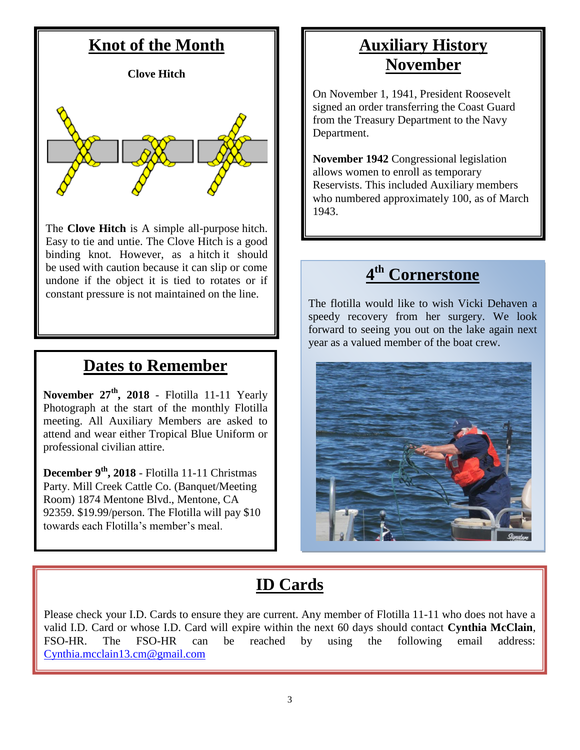## Knot of the Month

**Clove Hitch**

The **Clove Hitch** is A simple all-purpose hitch. Easy to tie and untie. The Clove Hitch is a good binding knot. However, as a hitch it should be used with caution because it can slip or come undone if the object it is tied to rotates or if constant pressure is not maintained on the line.

## Dates to Remember

**November 27th, 2018** - Flotilla 11-11 Yearly Photograph at the start of the monthly Flotilla meeting. All Auxiliary Members are asked to attend and wear either Tropical Blue Uniform or professional civilian attire.

**December 9th, 2018** - Flotilla 11-11 Christmas Party. Mill Creek Cattle Co. (Banquet/Meeting Room) 1874 Mentone Blvd., Mentone, CA 92359. $19.99/person. The Flotilla will pay $10 towards each Flotilla's member's meal.

## Auxiliary History November

On November 1, 1941, President Roosevelt signed an order transferring the Coast Guard from the Treasury Department to the Navy Department.

**November 1942** Congressional legislation allows women to enroll as temporary Reservists. This included Auxiliary members who numbered approximately 100, as of March 1943.

## 4th Cornerstone

The flotilla would like to wish Vicki Dehaven a speedy recovery from her surgery. We look forward to seeing you out on the lake again next year as a valued member of the boat crew.

## ID Cards

Please check your I.D. Cards to ensure they are current. Any member of Flotilla 11-11 who does not have a valid I.D. Card or whose I.D. Card will expire within the next 60 days should contact **Cynthia McClain**, FSO-HR. The FSO-HR can be reached by using the following email address: Cynthia.mcclain13.cm@gmail.com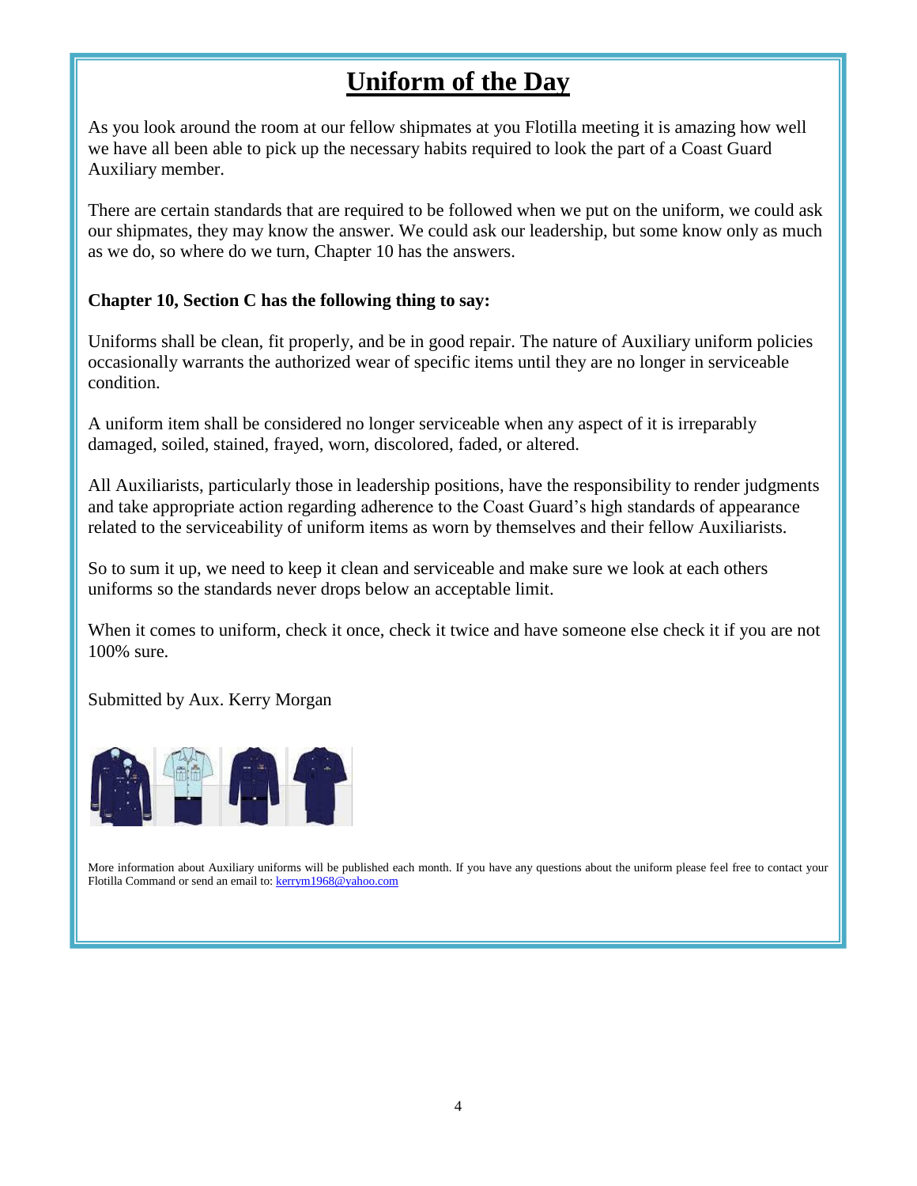# Uniform of the Day

As you look around the room at our fellow shipmates at you Flotilla meeting it is amazing how well we have all been able to pick up the necessary habits required to look the part of a Coast Guard Auxiliary member.

There are certain standards that are required to be followed when we put on the uniform, we could ask our shipmates, they may know the answer. We could ask our leadership, but some know only as much as we do, so where do we turn, Chapter 10 has the answers.

**Chapter 10, Section C has the following thing to say:**

Uniforms shall be clean, fit properly, and be in good repair. The nature of Auxiliary uniform policies occasionally warrants the authorized wear of specific items until they are no longer in serviceable condition.

A uniform item shall be considered no longer serviceable when any aspect of it is irreparably damaged, soiled, stained, frayed, worn, discolored, faded, or altered.

All Auxiliarists, particularly those in leadership positions, have the responsibility to render judgments and take appropriate action regarding adherence to the Coast Guard's high standards of appearance related to the serviceability of uniform items as worn by themselves and their fellow Auxiliarists.

So to sum it up, we need to keep it clean and serviceable and make sure we look at each others uniforms so the standards never drops below an acceptable limit.

When it comes to uniform, check it once, check it twice and have someone else check it if you are not 100% sure.

Submitted by Aux. Kerry Morgan

More information about Auxiliary uniforms will be published each month. If you have any questions about the uniform please feel free to contact your Flotilla Command or send an email to: kerrym1968@yahoo.com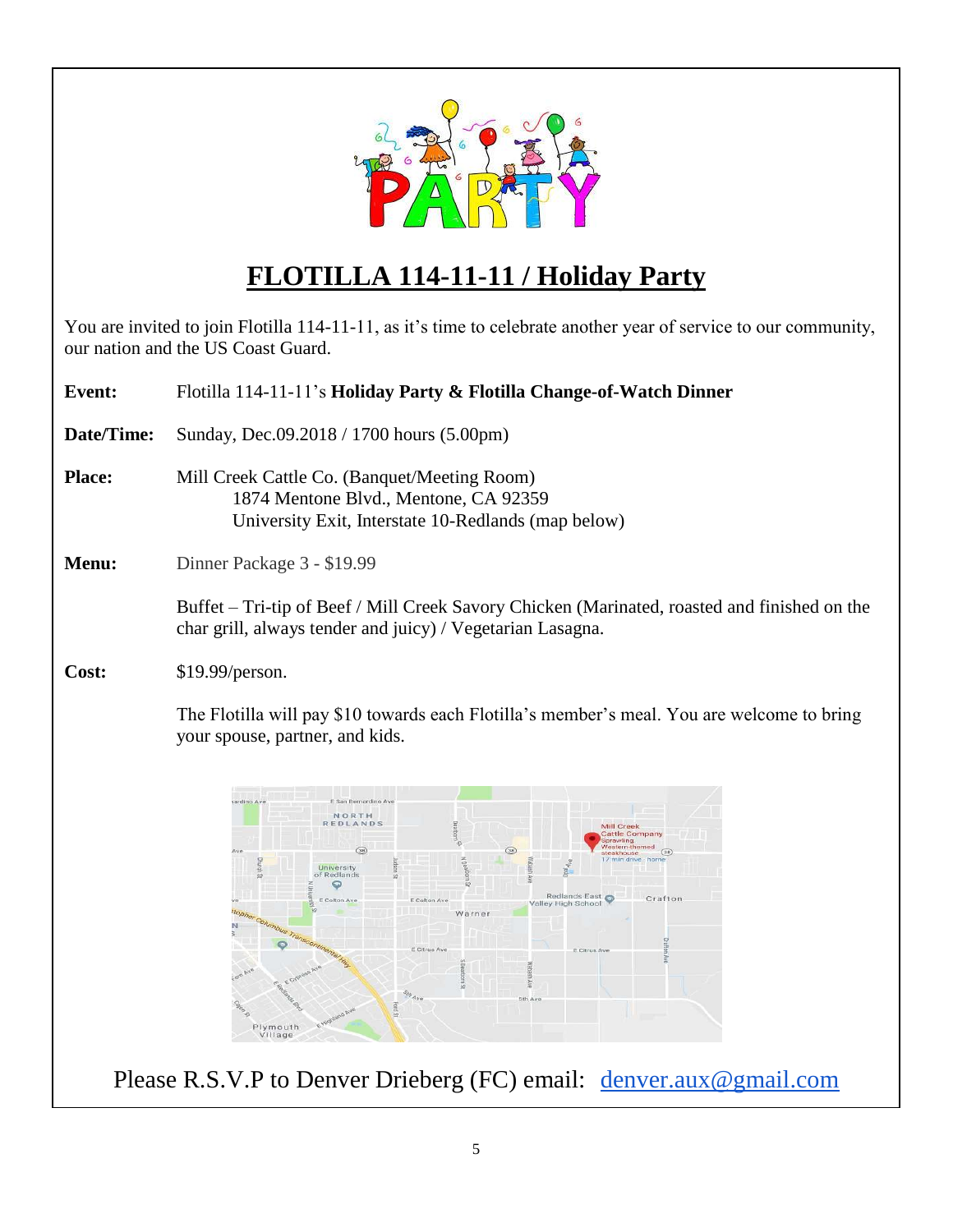# FLOTILLA 114-11-11 / Holiday Party

You are invited to join Flotilla 114-11-11, as it's time to celebrate another year of service to our community, our nation and the US Coast Guard.

**Event:** Flotilla 114-11-11's **Holiday Party & Flotilla Change-of-Watch Dinner**

**Date/Time:** Sunday, Dec.09.2018 / 1700 hours (5.00pm)

**Place:** Mill Creek Cattle Co. (Banquet/Meeting Room)
1874 Mentone Blvd., Mentone, CA 92359
University Exit, Interstate 10-Redlands (map below)

**Menu:** Dinner Package 3 - $19.99

Buffet – Tri-tip of Beef / Mill Creek Savory Chicken (Marinated, roasted and finished on the char grill, always tender and juicy) / Vegetarian Lasagna.

**Cost:** $19.99/person.

The Flotilla will pay $10 towards each Flotilla's member's meal. You are welcome to bring your spouse, partner, and kids.

Please R.S.V.P to Denver Drieberg (FC) email: denver.aux@gmail.com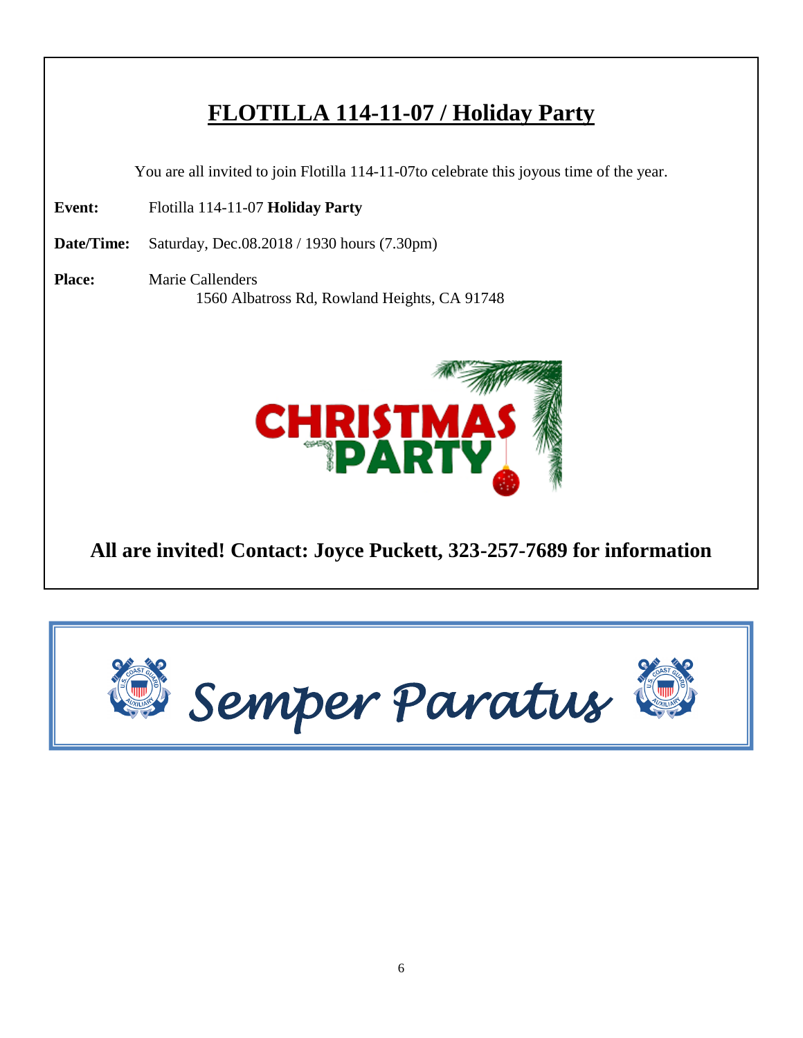# FLOTILLA 114-11-07 / Holiday Party

You are all invited to join Flotilla 114-11-07to celebrate this joyous time of the year.

**Event:** Flotilla 114-11-07 **Holiday Party**

**Date/Time:** Saturday, Dec.08.2018 / 1930 hours (7.30pm)

**Place:** Marie Callenders
1560 Albatross Rd, Rowland Heights, CA 91748

CHRISTMAS PARTY

**All are invited! Contact: Joyce Puckett, 323-257-7689 for information**

*Semper Paratus*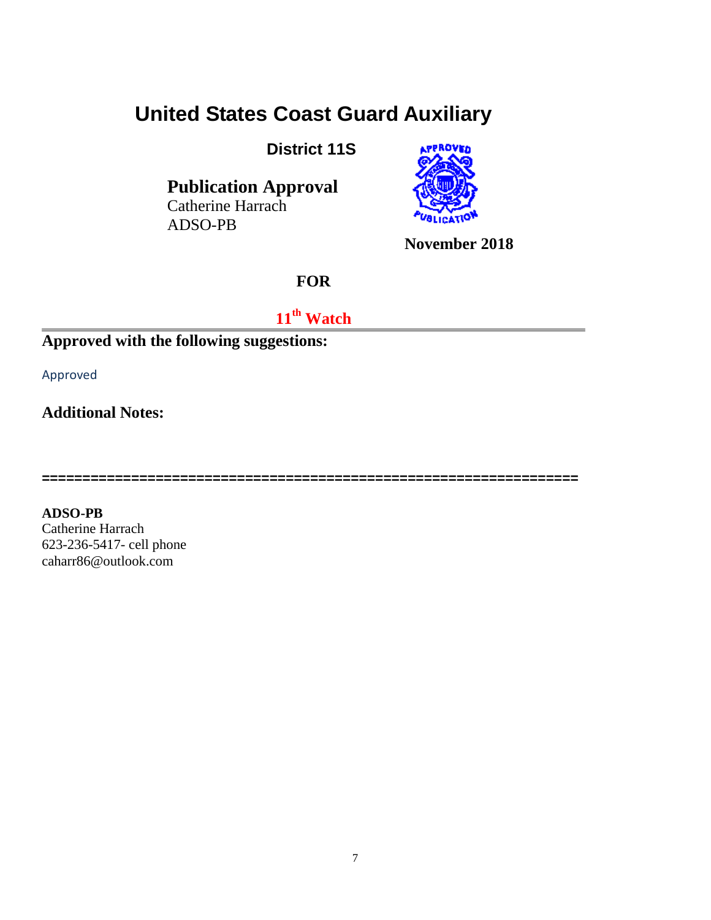# United States Coast Guard Auxiliary

**District 11S**

## Publication Approval

Catherine Harrach
ADSO-PB

APPROVED PUBLICATION

**November 2018**

**FOR**

**11th Watch**

---

**Approved with the following suggestions:**

Approved

**Additional Notes:**

================================================================

**ADSO-PB**
Catherine Harrach
623-236-5417- cell phone
caharr86@outlook.com